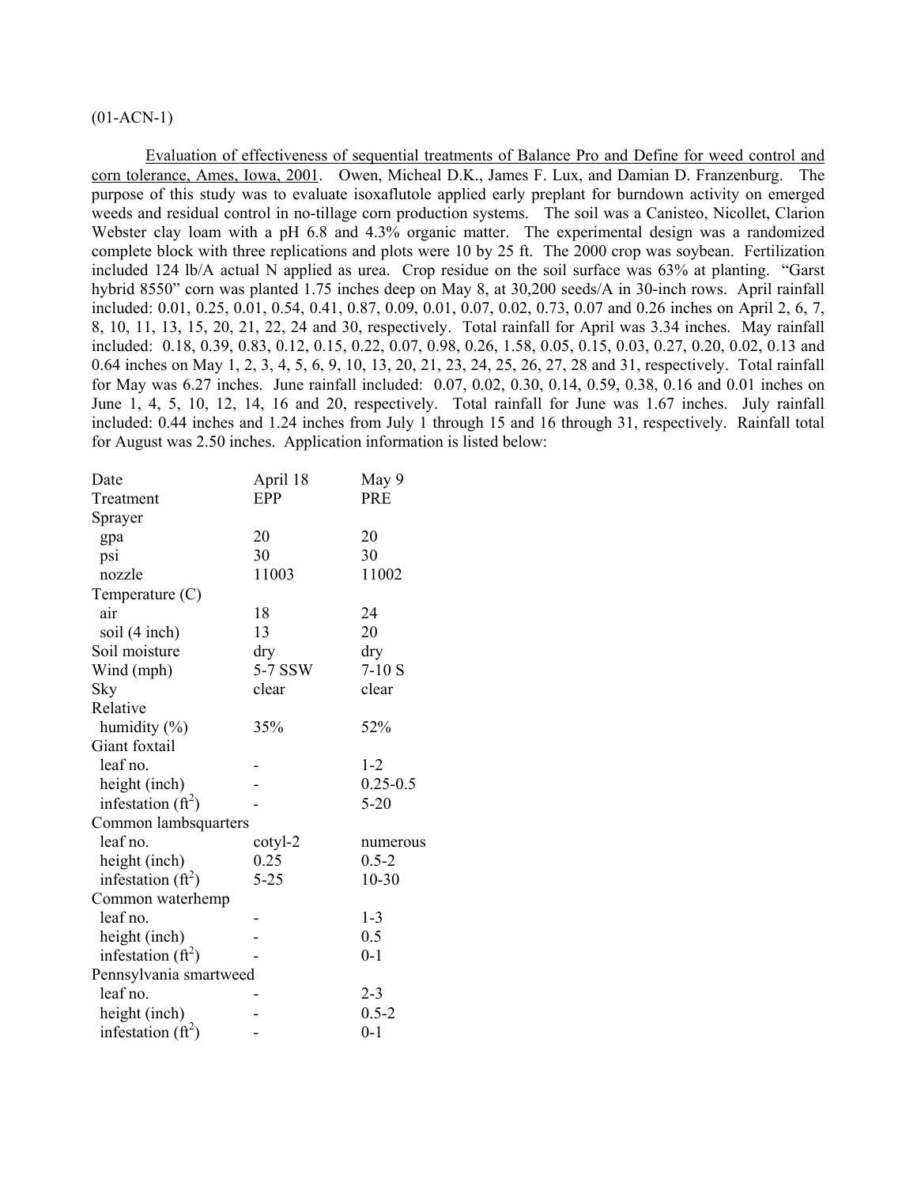(01-ACN-1)

Evaluation of effectiveness of sequential treatments of Balance Pro and Define for weed control and corn tolerance, Ames, Iowa, 2001. Owen, Micheal D.K., James F. Lux, and Damian D. Franzenburg. The purpose of this study was to evaluate isoxaflutole applied early preplant for burndown activity on emerged weeds and residual control in no-tillage corn production systems. The soil was a Canisteo, Nicollet, Clarion Webster clay loam with a pH 6.8 and 4.3% organic matter. The experimental design was a randomized complete block with three replications and plots were 10 by 25 ft. The 2000 crop was soybean. Fertilization included 124 lb/A actual N applied as urea. Crop residue on the soil surface was 63% at planting. "Garst hybrid 8550" corn was planted 1.75 inches deep on May 8, at 30,200 seeds/A in 30-inch rows. April rainfall included: 0.01, 0.25, 0.01, 0.54, 0.41, 0.87, 0.09, 0.01, 0.07, 0.02, 0.73, 0.07 and 0.26 inches on April 2, 6, 7, 8, 10, 11, 13, 15, 20, 21, 22, 24 and 30, respectively. Total rainfall for April was 3.34 inches. May rainfall included: 0.18, 0.39, 0.83, 0.12, 0.15, 0.22, 0.07, 0.98, 0.26, 1.58, 0.05, 0.15, 0.03, 0.27, 0.20, 0.02, 0.13 and 0.64 inches on May 1, 2, 3, 4, 5, 6, 9, 10, 13, 20, 21, 23, 24, 25, 26, 27, 28 and 31, respectively. Total rainfall for May was 6.27 inches. June rainfall included: 0.07, 0.02, 0.30, 0.14, 0.59, 0.38, 0.16 and 0.01 inches on June 1, 4, 5, 10, 12, 14, 16 and 20, respectively. Total rainfall for June was 1.67 inches. July rainfall included: 0.44 inches and 1.24 inches from July 1 through 15 and 16 through 31, respectively. Rainfall total for August was 2.50 inches. Application information is listed below:

| Date | April 18 | May 9 |
|---|---|---|
| Treatment | EPP | PRE |
| Sprayer | | |
| gpa | 20 | 20 |
| psi | 30 | 30 |
| nozzle | 11003 | 11002 |
| Temperature (C) | | |
| air | 18 | 24 |
| soil (4 inch) | 13 | 20 |
| Soil moisture | dry | dry |
| Wind (mph) | 5-7 SSW | 7-10 S |
| Sky | clear | clear |
| Relative humidity (%) | 35% | 52% |
| Giant foxtail | | |
| leaf no. | - | 1-2 |
| height (inch) | - | 0.25-0.5 |
| infestation ($ft^2$) | - | 5-20 |
| Common lambsquarters | | |
| leaf no. | cotyl-2 | numerous |
| height (inch) | 0.25 | 0.5-2 |
| infestation ($ft^2$) | 5-25 | 10-30 |
| Common waterhemp | | |
| leaf no. | - | 1-3 |
| height (inch) | - | 0.5 |
| infestation ($ft^2$) | - | 0-1 |
| Pennsylvania smartweed | | |
| leaf no. | - | 2-3 |
| height (inch) | - | 0.5-2 |
| infestation ($ft^2$) | - | 0-1 |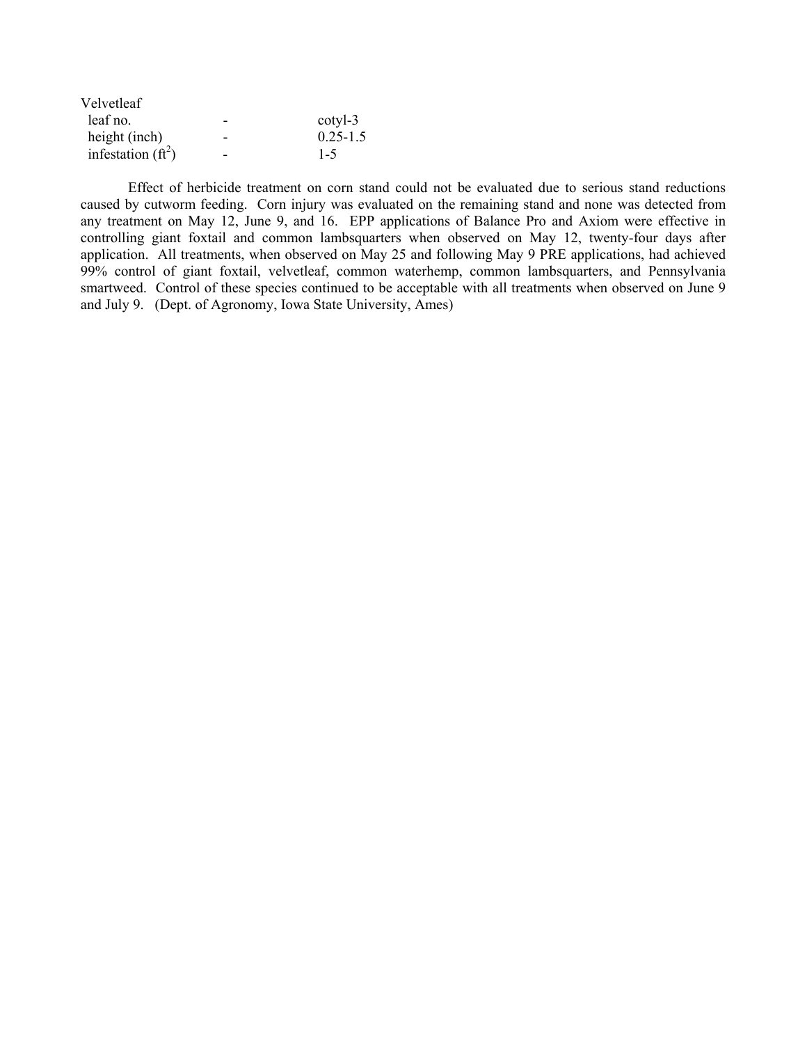| Velvetleaf | | |
|---|---|---|
| leaf no. | - | cotyl-3 |
| height (inch) | - | 0.25-1.5 |
| infestation ($ft^2$) | - | 1-5 |

Effect of herbicide treatment on corn stand could not be evaluated due to serious stand reductions caused by cutworm feeding. Corn injury was evaluated on the remaining stand and none was detected from any treatment on May 12, June 9, and 16. EPP applications of Balance Pro and Axiom were effective in controlling giant foxtail and common lambsquarters when observed on May 12, twenty-four days after application. All treatments, when observed on May 25 and following May 9 PRE applications, had achieved 99% control of giant foxtail, velvetleaf, common waterhemp, common lambsquarters, and Pennsylvania smartweed. Control of these species continued to be acceptable with all treatments when observed on June 9 and July 9. (Dept. of Agronomy, Iowa State University, Ames)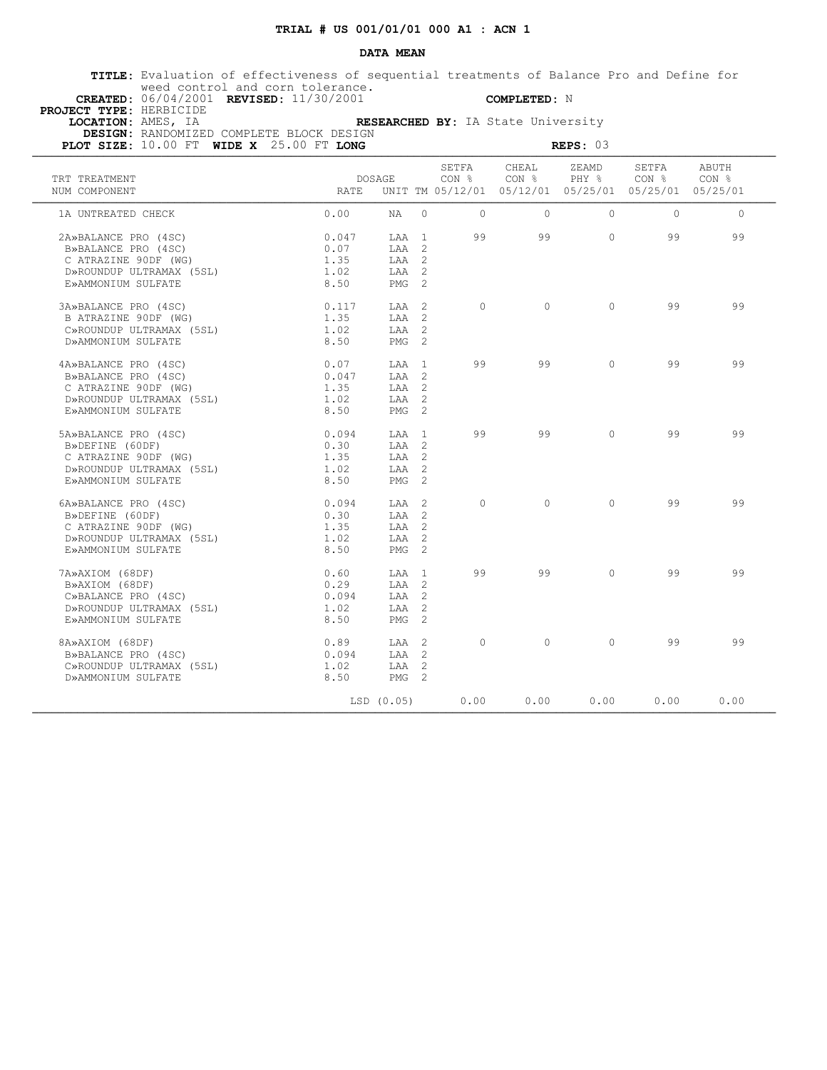**TRIAL # US 001/01/01 000 A1 : ACN 1**

**DATA MEAN**

**TITLE:** Evaluation of effectiveness of sequential treatments of Balance Pro and Define for weed control and corn tolerance.
**CREATED:** 06/04/2001 **REVISED:** 11/30/2001 **COMPLETED:** N
**PROJECT TYPE:** HERBICIDE
**LOCATION:** AMES, IA **RESEARCHED BY:** IA State University
**DESIGN:** RANDOMIZED COMPLETE BLOCK DESIGN
**PLOT SIZE:** 10.00 FT **WIDE X** 25.00 FT **LONG** **REPS:** 03

| TRT NUM | TREATMENT COMPONENT | DOSAGE RATE | UNIT | TM | SETFA CON % 05/12/01 | CHEAL CON % 05/12/01 | ZEAMD PHY % 05/25/01 | SETFA CON % 05/25/01 | ABUTH CON % 05/25/01 |
|---|---|---|---|---|---|---|---|---|---|
| 1 | A UNTREATED CHECK | 0.00 | NA | 0 | 0 | 0 | 0 | 0 | 0 |
| 2 | A»BALANCE PRO (4SC) | 0.047 | LAA | 1 | 99 | 99 | 0 | 99 | 99 |
| | B»BALANCE PRO (4SC) | 0.07 | LAA | 2 | | | | | |
| | C ATRAZINE 90DF (WG) | 1.35 | LAA | 2 | | | | | |
| | D»ROUNDUP ULTRAMAX (5SL) | 1.02 | LAA | 2 | | | | | |
| | E»AMMONIUM SULFATE | 8.50 | PMG | 2 | | | | | |
| 3 | A»BALANCE PRO (4SC) | 0.117 | LAA | 2 | 0 | 0 | 0 | 99 | 99 |
| | B ATRAZINE 90DF (WG) | 1.35 | LAA | 2 | | | | | |
| | C»ROUNDUP ULTRAMAX (5SL) | 1.02 | LAA | 2 | | | | | |
| | D»AMMONIUM SULFATE | 8.50 | PMG | 2 | | | | | |
| 4 | A»BALANCE PRO (4SC) | 0.07 | LAA | 1 | 99 | 99 | 0 | 99 | 99 |
| | B»BALANCE PRO (4SC) | 0.047 | LAA | 2 | | | | | |
| | C ATRAZINE 90DF (WG) | 1.35 | LAA | 2 | | | | | |
| | D»ROUNDUP ULTRAMAX (5SL) | 1.02 | LAA | 2 | | | | | |
| | E»AMMONIUM SULFATE | 8.50 | PMG | 2 | | | | | |
| 5 | A»BALANCE PRO (4SC) | 0.094 | LAA | 1 | 99 | 99 | 0 | 99 | 99 |
| | B»DEFINE (60DF) | 0.30 | LAA | 2 | | | | | |
| | C ATRAZINE 90DF (WG) | 1.35 | LAA | 2 | | | | | |
| | D»ROUNDUP ULTRAMAX (5SL) | 1.02 | LAA | 2 | | | | | |
| | E»AMMONIUM SULFATE | 8.50 | PMG | 2 | | | | | |
| 6 | A»BALANCE PRO (4SC) | 0.094 | LAA | 2 | 0 | 0 | 0 | 99 | 99 |
| | B»DEFINE (60DF) | 0.30 | LAA | 2 | | | | | |
| | C ATRAZINE 90DF (WG) | 1.35 | LAA | 2 | | | | | |
| | D»ROUNDUP ULTRAMAX (5SL) | 1.02 | LAA | 2 | | | | | |
| | E»AMMONIUM SULFATE | 8.50 | PMG | 2 | | | | | |
| 7 | A»AXIOM (68DF) | 0.60 | LAA | 1 | 99 | 99 | 0 | 99 | 99 |
| | B»AXIOM (68DF) | 0.29 | LAA | 2 | | | | | |
| | C»BALANCE PRO (4SC) | 0.094 | LAA | 2 | | | | | |
| | D»ROUNDUP ULTRAMAX (5SL) | 1.02 | LAA | 2 | | | | | |
| | E»AMMONIUM SULFATE | 8.50 | PMG | 2 | | | | | |
| 8 | A»AXIOM (68DF) | 0.89 | LAA | 2 | 0 | 0 | 0 | 99 | 99 |
| | B»BALANCE PRO (4SC) | 0.094 | LAA | 2 | | | | | |
| | C»ROUNDUP ULTRAMAX (5SL) | 1.02 | LAA | 2 | | | | | |
| | D»AMMONIUM SULFATE | 8.50 | PMG | 2 | | | | | |
| | | LSD (0.05) | | | 0.00 | 0.00 | 0.00 | 0.00 | 0.00 |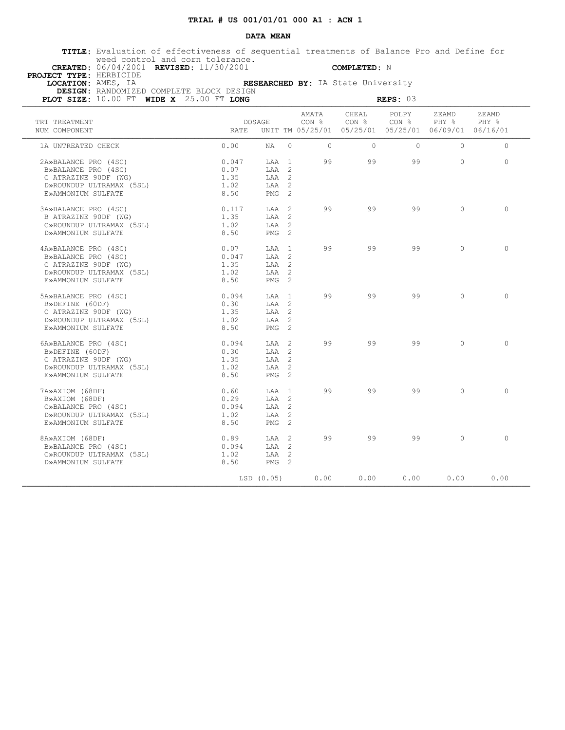**TRIAL # US 001/01/01 000 A1 : ACN 1**

**DATA MEAN**

**TITLE:** Evaluation of effectiveness of sequential treatments of Balance Pro and Define for weed control and corn tolerance.

**CREATED:** 06/04/2001 **REVISED:** 11/30/2001 **COMPLETED:** N

**PROJECT TYPE:** HERBICIDE

**LOCATION:** AMES, IA **RESEARCHED BY:** IA State University

**DESIGN:** RANDOMIZED COMPLETE BLOCK DESIGN

**PLOT SIZE:** 10.00 FT **WIDE X** 25.00 FT **LONG** **REPS:** 03

| TRT NUM | TREATMENT COMPONENT | DOSAGE RATE | UNIT | TM | AMATA CON % 05/25/01 | CHEAL CON % 05/25/01 | POLPY CON % 05/25/01 | ZEAMD PHY % 06/09/01 | ZEAMD PHY % 06/16/01 |
|---|---|---|---|---|---|---|---|---|---|
| 1 | A UNTREATED CHECK | 0.00 | NA | 0 | 0 | 0 | 0 | 0 | 0 |
| 2 | A»BALANCE PRO (4SC) | 0.047 | LAA | 1 | 99 | 99 | 99 | 0 | 0 |
| | B»BALANCE PRO (4SC) | 0.07 | LAA | 2 | | | | | |
| | C ATRAZINE 90DF (WG) | 1.35 | LAA | 2 | | | | | |
| | D»ROUNDUP ULTRAMAX (5SL) | 1.02 | LAA | 2 | | | | | |
| | E»AMMONIUM SULFATE | 8.50 | PMG | 2 | | | | | |
| 3 | A»BALANCE PRO (4SC) | 0.117 | LAA | 2 | 99 | 99 | 99 | 0 | 0 |
| | B ATRAZINE 90DF (WG) | 1.35 | LAA | 2 | | | | | |
| | C»ROUNDUP ULTRAMAX (5SL) | 1.02 | LAA | 2 | | | | | |
| | D»AMMONIUM SULFATE | 8.50 | PMG | 2 | | | | | |
| 4 | A»BALANCE PRO (4SC) | 0.07 | LAA | 1 | 99 | 99 | 99 | 0 | 0 |
| | B»BALANCE PRO (4SC) | 0.047 | LAA | 2 | | | | | |
| | C ATRAZINE 90DF (WG) | 1.35 | LAA | 2 | | | | | |
| | D»ROUNDUP ULTRAMAX (5SL) | 1.02 | LAA | 2 | | | | | |
| | E»AMMONIUM SULFATE | 8.50 | PMG | 2 | | | | | |
| 5 | A»BALANCE PRO (4SC) | 0.094 | LAA | 1 | 99 | 99 | 99 | 0 | 0 |
| | B»DEFINE (60DF) | 0.30 | LAA | 2 | | | | | |
| | C ATRAZINE 90DF (WG) | 1.35 | LAA | 2 | | | | | |
| | D»ROUNDUP ULTRAMAX (5SL) | 1.02 | LAA | 2 | | | | | |
| | E»AMMONIUM SULFATE | 8.50 | PMG | 2 | | | | | |
| 6 | A»BALANCE PRO (4SC) | 0.094 | LAA | 2 | 99 | 99 | 99 | 0 | 0 |
| | B»DEFINE (60DF) | 0.30 | LAA | 2 | | | | | |
| | C ATRAZINE 90DF (WG) | 1.35 | LAA | 2 | | | | | |
| | D»ROUNDUP ULTRAMAX (5SL) | 1.02 | LAA | 2 | | | | | |
| | E»AMMONIUM SULFATE | 8.50 | PMG | 2 | | | | | |
| 7 | A»AXIOM (68DF) | 0.60 | LAA | 1 | 99 | 99 | 99 | 0 | 0 |
| | B»AXIOM (68DF) | 0.29 | LAA | 2 | | | | | |
| | C»BALANCE PRO (4SC) | 0.094 | LAA | 2 | | | | | |
| | D»ROUNDUP ULTRAMAX (5SL) | 1.02 | LAA | 2 | | | | | |
| | E»AMMONIUM SULFATE | 8.50 | PMG | 2 | | | | | |
| 8 | A»AXIOM (68DF) | 0.89 | LAA | 2 | 99 | 99 | 99 | 0 | 0 |
| | B»BALANCE PRO (4SC) | 0.094 | LAA | 2 | | | | | |
| | C»ROUNDUP ULTRAMAX (5SL) | 1.02 | LAA | 2 | | | | | |
| | D»AMMONIUM SULFATE | 8.50 | PMG | 2 | | | | | |
| | | LSD (0.05) | | | 0.00 | 0.00 | 0.00 | 0.00 | 0.00 |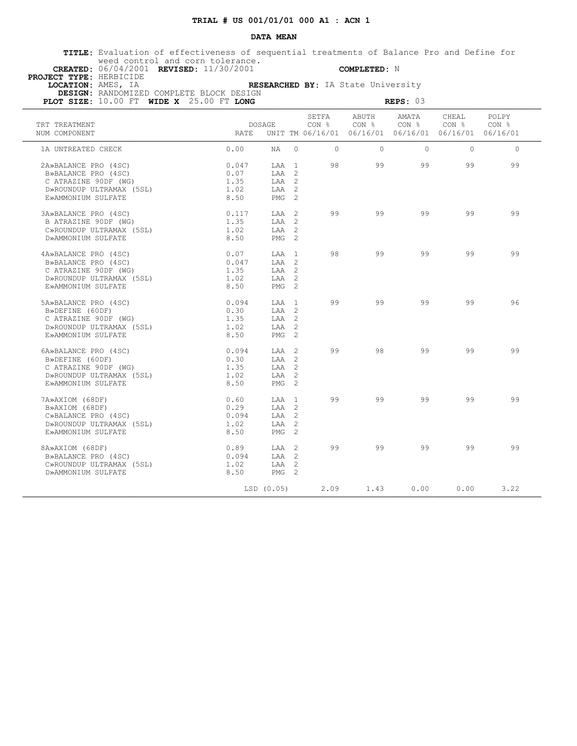**TRIAL # US 001/01/01 000 A1 : ACN 1**

**DATA MEAN**

**TITLE:** Evaluation of effectiveness of sequential treatments of Balance Pro and Define for weed control and corn tolerance.

**CREATED:** 06/04/2001 **REVISED:** 11/30/2001 **COMPLETED:** N

**PROJECT TYPE:** HERBICIDE

**LOCATION:** AMES, IA **RESEARCHED BY:** IA State University

**DESIGN:** RANDOMIZED COMPLETE BLOCK DESIGN

**PLOT SIZE:** 10.00 FT **WIDE X** 25.00 FT **LONG** **REPS:** 03

| TRT NUM | TREATMENT COMPONENT | DOSAGE RATE | UNIT | TM | SETFA CON % 06/16/01 | ABUTH CON % 06/16/01 | AMATA CON % 06/16/01 | CHEAL CON % 06/16/01 | POLPY CON % 06/16/01 |
|---|---|---|---|---|---|---|---|---|---|
| 1 | A UNTREATED CHECK | 0.00 | NA | 0 | 0 | 0 | 0 | 0 | 0 |
| 2 | A»BALANCE PRO (4SC) | 0.047 | LAA | 1 | 98 | 99 | 99 | 99 | 99 |
| | B»BALANCE PRO (4SC) | 0.07 | LAA | 2 | | | | | |
| | C ATRAZINE 90DF (WG) | 1.35 | LAA | 2 | | | | | |
| | D»ROUNDUP ULTRAMAX (5SL) | 1.02 | LAA | 2 | | | | | |
| | E»AMMONIUM SULFATE | 8.50 | PMG | 2 | | | | | |
| 3 | A»BALANCE PRO (4SC) | 0.117 | LAA | 2 | 99 | 99 | 99 | 99 | 99 |
| | B ATRAZINE 90DF (WG) | 1.35 | LAA | 2 | | | | | |
| | C»ROUNDUP ULTRAMAX (5SL) | 1.02 | LAA | 2 | | | | | |
| | D»AMMONIUM SULFATE | 8.50 | PMG | 2 | | | | | |
| 4 | A»BALANCE PRO (4SC) | 0.07 | LAA | 1 | 98 | 99 | 99 | 99 | 99 |
| | B»BALANCE PRO (4SC) | 0.047 | LAA | 2 | | | | | |
| | C ATRAZINE 90DF (WG) | 1.35 | LAA | 2 | | | | | |
| | D»ROUNDUP ULTRAMAX (5SL) | 1.02 | LAA | 2 | | | | | |
| | E»AMMONIUM SULFATE | 8.50 | PMG | 2 | | | | | |
| 5 | A»BALANCE PRO (4SC) | 0.094 | LAA | 1 | 99 | 99 | 99 | 99 | 96 |
| | B»DEFINE (60DF) | 0.30 | LAA | 2 | | | | | |
| | C ATRAZINE 90DF (WG) | 1.35 | LAA | 2 | | | | | |
| | D»ROUNDUP ULTRAMAX (5SL) | 1.02 | LAA | 2 | | | | | |
| | E»AMMONIUM SULFATE | 8.50 | PMG | 2 | | | | | |
| 6 | A»BALANCE PRO (4SC) | 0.094 | LAA | 2 | 99 | 98 | 99 | 99 | 99 |
| | B»DEFINE (60DF) | 0.30 | LAA | 2 | | | | | |
| | C ATRAZINE 90DF (WG) | 1.35 | LAA | 2 | | | | | |
| | D»ROUNDUP ULTRAMAX (5SL) | 1.02 | LAA | 2 | | | | | |
| | E»AMMONIUM SULFATE | 8.50 | PMG | 2 | | | | | |
| 7 | A»AXIOM (68DF) | 0.60 | LAA | 1 | 99 | 99 | 99 | 99 | 99 |
| | B»AXIOM (68DF) | 0.29 | LAA | 2 | | | | | |
| | C»BALANCE PRO (4SC) | 0.094 | LAA | 2 | | | | | |
| | D»ROUNDUP ULTRAMAX (5SL) | 1.02 | LAA | 2 | | | | | |
| | E»AMMONIUM SULFATE | 8.50 | PMG | 2 | | | | | |
| 8 | A»AXIOM (68DF) | 0.89 | LAA | 2 | 99 | 99 | 99 | 99 | 99 |
| | B»BALANCE PRO (4SC) | 0.094 | LAA | 2 | | | | | |
| | C»ROUNDUP ULTRAMAX (5SL) | 1.02 | LAA | 2 | | | | | |
| | D»AMMONIUM SULFATE | 8.50 | PMG | 2 | | | | | |
| | | LSD (0.05) | | | 2.09 | 1.43 | 0.00 | 0.00 | 3.22 |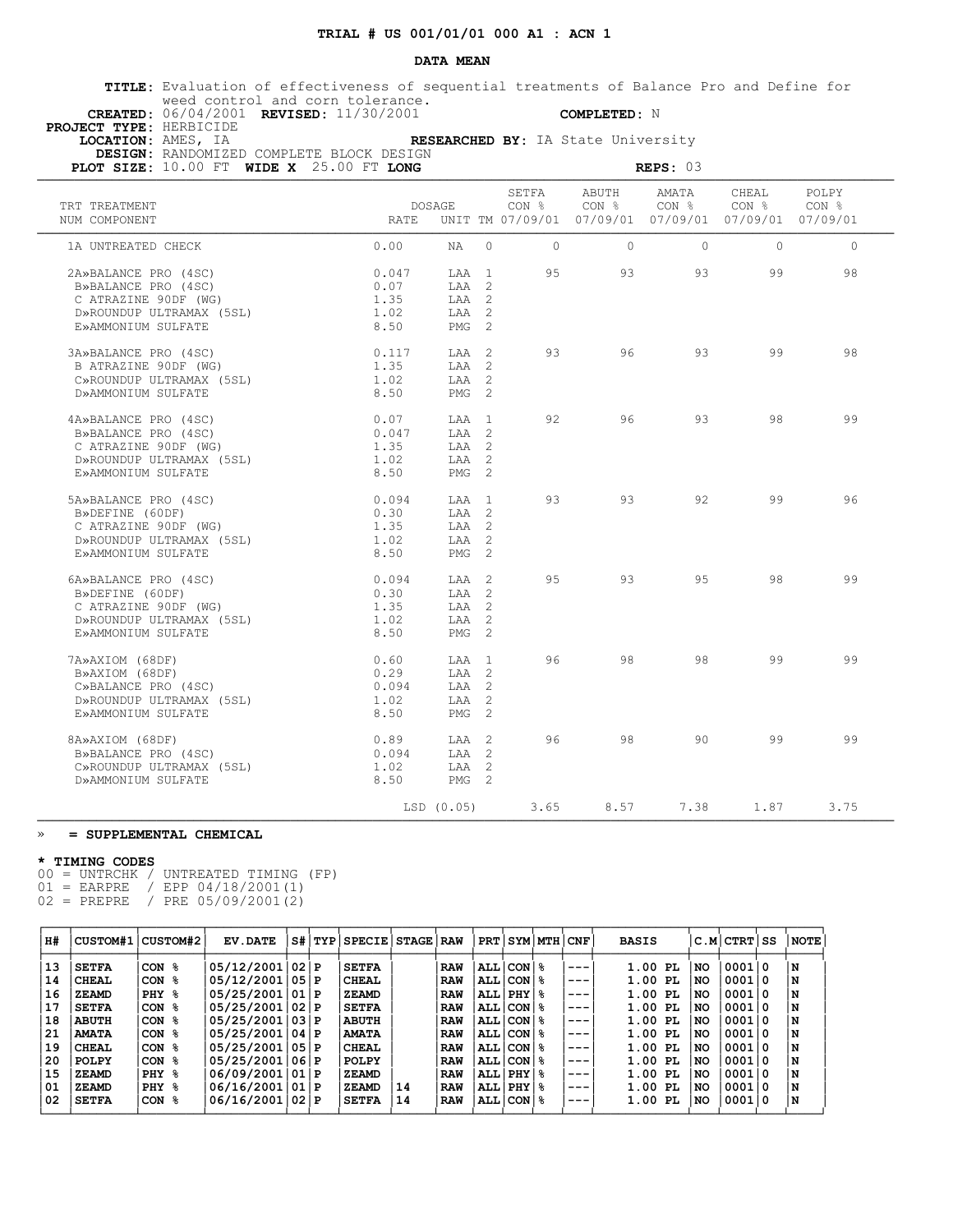## TRIAL # US 001/01/01 000 A1 : ACN 1

### DATA MEAN

**TITLE:** Evaluation of effectiveness of sequential treatments of Balance Pro and Define for weed control and corn tolerance.
**CREATED:** 06/04/2001 **REVISED:** 11/30/2001 **COMPLETED:** N
**PROJECT TYPE:** HERBICIDE
**LOCATION:** AMES, IA **RESEARCHED BY:** IA State University
**DESIGN:** RANDOMIZED COMPLETE BLOCK DESIGN
**PLOT SIZE:** 10.00 FT **WIDE X** 25.00 FT **LONG** **REPS:** 03

| TRT NUM | TREATMENT COMPONENT | RATE | DOSAGE UNIT | TM | SETFA CON % 07/09/01 | ABUTH CON % 07/09/01 | AMATA CON % 07/09/01 | CHEAL CON % 07/09/01 | POLPY CON % 07/09/01 |
|---|---|---|---|---|---|---|---|---|---|
| 1 | A UNTREATED CHECK | 0.00 | NA | 0 | 0 | 0 | 0 | 0 | 0 |
| 2 | A»BALANCE PRO (4SC) | 0.047 | LAA | 1 | 95 | 93 | 93 | 99 | 98 |
| | B»BALANCE PRO (4SC) | 0.07 | LAA | 2 | | | | | |
| | C ATRAZINE 90DF (WG) | 1.35 | LAA | 2 | | | | | |
| | D»ROUNDUP ULTRAMAX (5SL) | 1.02 | LAA | 2 | | | | | |
| | E»AMMONIUM SULFATE | 8.50 | PMG | 2 | | | | | |
| 3 | A»BALANCE PRO (4SC) | 0.117 | LAA | 2 | 93 | 96 | 93 | 99 | 98 |
| | B ATRAZINE 90DF (WG) | 1.35 | LAA | 2 | | | | | |
| | C»ROUNDUP ULTRAMAX (5SL) | 1.02 | LAA | 2 | | | | | |
| | D»AMMONIUM SULFATE | 8.50 | PMG | 2 | | | | | |
| 4 | A»BALANCE PRO (4SC) | 0.07 | LAA | 1 | 92 | 96 | 93 | 98 | 99 |
| | B»BALANCE PRO (4SC) | 0.047 | LAA | 2 | | | | | |
| | C ATRAZINE 90DF (WG) | 1.35 | LAA | 2 | | | | | |
| | D»ROUNDUP ULTRAMAX (5SL) | 1.02 | LAA | 2 | | | | | |
| | E»AMMONIUM SULFATE | 8.50 | PMG | 2 | | | | | |
| 5 | A»BALANCE PRO (4SC) | 0.094 | LAA | 1 | 93 | 93 | 92 | 99 | 96 |
| | B»DEFINE (60DF) | 0.30 | LAA | 2 | | | | | |
| | C ATRAZINE 90DF (WG) | 1.35 | LAA | 2 | | | | | |
| | D»ROUNDUP ULTRAMAX (5SL) | 1.02 | LAA | 2 | | | | | |
| | E»AMMONIUM SULFATE | 8.50 | PMG | 2 | | | | | |
| 6 | A»BALANCE PRO (4SC) | 0.094 | LAA | 2 | 95 | 93 | 95 | 98 | 99 |
| | B»DEFINE (60DF) | 0.30 | LAA | 2 | | | | | |
| | C ATRAZINE 90DF (WG) | 1.35 | LAA | 2 | | | | | |
| | D»ROUNDUP ULTRAMAX (5SL) | 1.02 | LAA | 2 | | | | | |
| | E»AMMONIUM SULFATE | 8.50 | PMG | 2 | | | | | |
| 7 | A»AXIOM (68DF) | 0.60 | LAA | 1 | 96 | 98 | 98 | 99 | 99 |
| | B»AXIOM (68DF) | 0.29 | LAA | 2 | | | | | |
| | C»BALANCE PRO (4SC) | 0.094 | LAA | 2 | | | | | |
| | D»ROUNDUP ULTRAMAX (5SL) | 1.02 | LAA | 2 | | | | | |
| | E»AMMONIUM SULFATE | 8.50 | PMG | 2 | | | | | |
| 8 | A»AXIOM (68DF) | 0.89 | LAA | 2 | 96 | 98 | 90 | 99 | 99 |
| | B»BALANCE PRO (4SC) | 0.094 | LAA | 2 | | | | | |
| | C»ROUNDUP ULTRAMAX (5SL) | 1.02 | LAA | 2 | | | | | |
| | D»AMMONIUM SULFATE | 8.50 | PMG | 2 | | | | | |
| | | | LSD (0.05) | | 3.65 | 8.57 | 7.38 | 1.87 | 3.75 |

» **= SUPPLEMENTAL CHEMICAL**

**\* TIMING CODES**
00 = UNTRCHK / UNTREATED TIMING (FP)
01 = EARPRE / EPP 04/18/2001(1)
02 = PREPRE / PRE 05/09/2001(2)

| H# | CUSTOM#1 | CUSTOM#2 | EV.DATE | S# | TYP | SPECIE | STAGE | RAW | PRT | SYM | MTH | CNF | BASIS | C.M | CTRT | SS | NOTE |
|---|---|---|---|---|---|---|---|---|---|---|---|---|---|---|---|---|---|
| 13 | SETFA | CON % | 05/12/2001 | 02 | P | SETFA | | RAW | ALL | CON | % | --- | 1.00 PL | NO | 0001 | 0 | N |
| 14 | CHEAL | CON % | 05/12/2001 | 05 | P | CHEAL | | RAW | ALL | CON | % | --- | 1.00 PL | NO | 0001 | 0 | N |
| 16 | ZEAMD | PHY % | 05/25/2001 | 01 | P | ZEAMD | | RAW | ALL | PHY | % | --- | 1.00 PL | NO | 0001 | 0 | N |
| 17 | SETFA | CON % | 05/25/2001 | 02 | P | SETFA | | RAW | ALL | CON | % | --- | 1.00 PL | NO | 0001 | 0 | N |
| 18 | ABUTH | CON % | 05/25/2001 | 03 | P | ABUTH | | RAW | ALL | CON | % | --- | 1.00 PL | NO | 0001 | 0 | N |
| 21 | AMATA | CON % | 05/25/2001 | 04 | P | AMATA | | RAW | ALL | CON | % | --- | 1.00 PL | NO | 0001 | 0 | N |
| 19 | CHEAL | CON % | 05/25/2001 | 05 | P | CHEAL | | RAW | ALL | CON | % | --- | 1.00 PL | NO | 0001 | 0 | N |
| 20 | POLPY | CON % | 05/25/2001 | 06 | P | POLPY | | RAW | ALL | CON | % | --- | 1.00 PL | NO | 0001 | 0 | N |
| 15 | ZEAMD | PHY % | 06/09/2001 | 01 | P | ZEAMD | | RAW | ALL | PHY | % | --- | 1.00 PL | NO | 0001 | 0 | N |
| 01 | ZEAMD | PHY % | 06/16/2001 | 01 | P | ZEAMD | 14 | RAW | ALL | PHY | % | --- | 1.00 PL | NO | 0001 | 0 | N |
| 02 | SETFA | CON % | 06/16/2001 | 02 | P | SETFA | 14 | RAW | ALL | CON | % | --- | 1.00 PL | NO | 0001 | 0 | N |